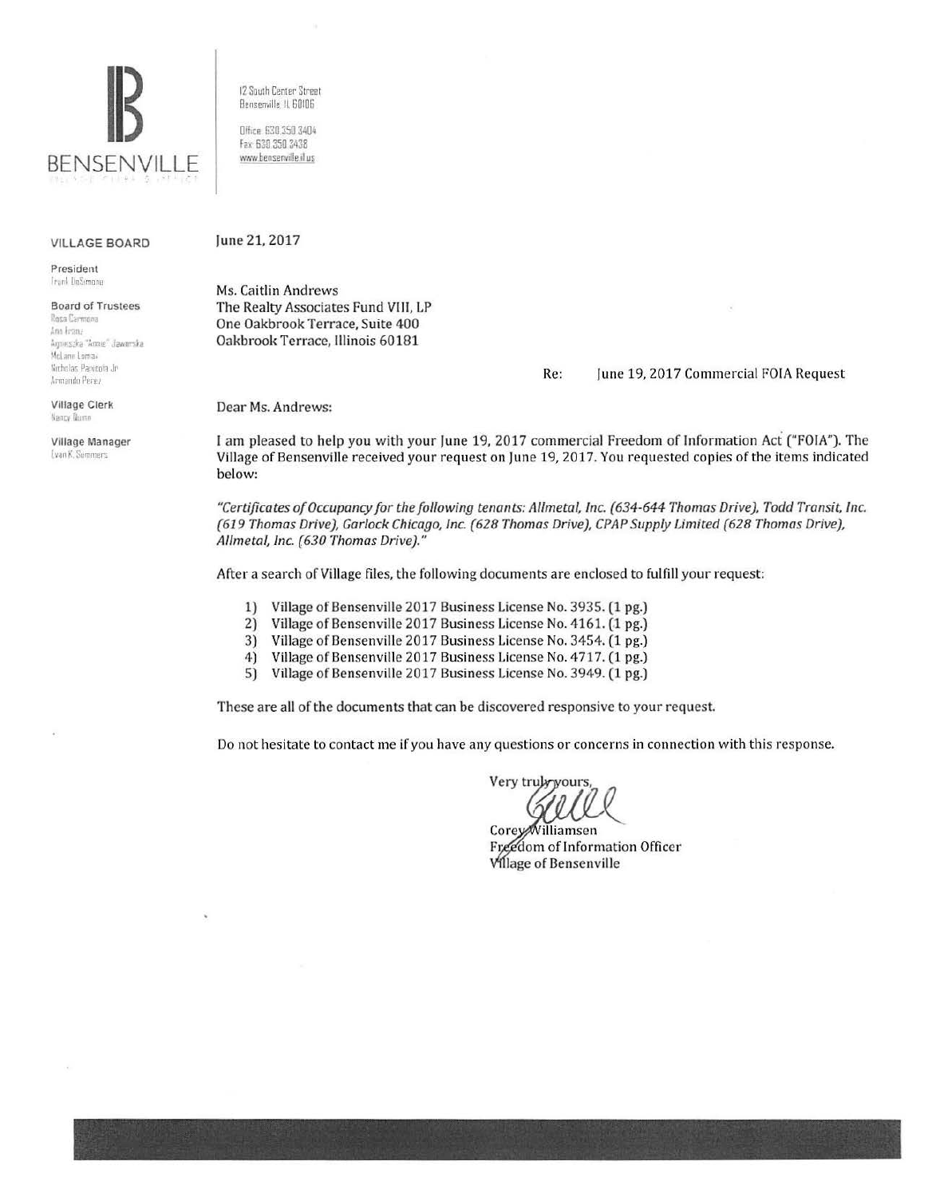BENSENVILLE

12 South Center Street
Bensenville, IL 60106

Office: 630.350.3404
Fax: 630.350.3438
www.bensenville.il.us

**VILLAGE BOARD**

**President**
Frank DeSimone

**Board of Trustees**
Rosa Carmona
Ann Franz
Agnieszka "Annie" Jaworska
McLane Lomax
Nicholas Panicola Jr.
Armando Perez

**Village Clerk**
Nancy Quinn

**Village Manager**
Evan K. Summers

June 21, 2017

Ms. Caitlin Andrews
The Realty Associates Fund VIII, LP
One Oakbrook Terrace, Suite 400
Oakbrook Terrace, Illinois 60181

Re: June 19, 2017 Commercial FOIA Request

Dear Ms. Andrews:

I am pleased to help you with your June 19, 2017 commercial Freedom of Information Act ("FOIA"). The Village of Bensenville received your request on June 19, 2017. You requested copies of the items indicated below:

*"Certificates of Occupancy for the following tenants: Allmetal, Inc. (634-644 Thomas Drive), Todd Transit, Inc. (619 Thomas Drive), Garlock Chicago, Inc. (628 Thomas Drive), CPAP Supply Limited (628 Thomas Drive), Allmetal, Inc. (630 Thomas Drive)."*

After a search of Village files, the following documents are enclosed to fulfill your request:

1) Village of Bensenville 2017 Business License No. 3935. (1 pg.)
2) Village of Bensenville 2017 Business License No. 4161. (1 pg.)
3) Village of Bensenville 2017 Business License No. 3454. (1 pg.)
4) Village of Bensenville 2017 Business License No. 4717. (1 pg.)
5) Village of Bensenville 2017 Business License No. 3949. (1 pg.)

These are all of the documents that can be discovered responsive to your request.

Do not hesitate to contact me if you have any questions or concerns in connection with this response.

Very truly yours,

Corey Williamsen
Freedom of Information Officer
Village of Bensenville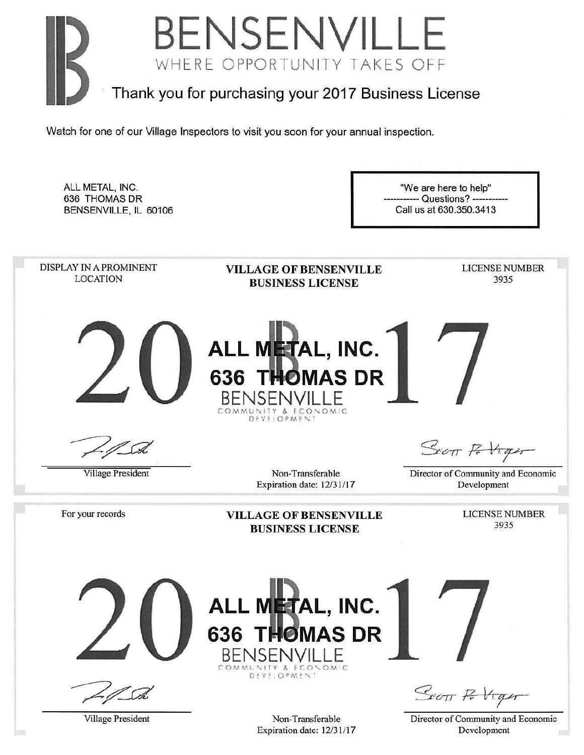# BENSENVILLE

WHERE OPPORTUNITY TAKES OFF

## Thank you for purchasing your 2017 Business License

Watch for one of our Village Inspectors to visit you soon for your annual inspection.

ALL METAL, INC.
636 THOMAS DR
BENSENVILLE, IL 60106

"We are here to help"
---------- Questions? ----------
Call us at 630.350.3413

---

DISPLAY IN A PROMINENT LOCATION

**VILLAGE OF BENSENVILLE BUSINESS LICENSE**

LICENSE NUMBER
3935

20 17

**ALL METAL, INC.**
**636 THOMAS DR**

BENSENVILLE
COMMUNITY & ECONOMIC DEVELOPMENT

Village President

Non-Transferable
Expiration date: 12/31/17

Scott R. Viger
Director of Community and Economic Development

---

For your records

**VILLAGE OF BENSENVILLE BUSINESS LICENSE**

LICENSE NUMBER
3935

20 17

**ALL METAL, INC.**
**636 THOMAS DR**

BENSENVILLE
COMMUNITY & ECONOMIC DEVELOPMENT

Village President

Non-Transferable
Expiration date: 12/31/17

Scott R. Viger
Director of Community and Economic Development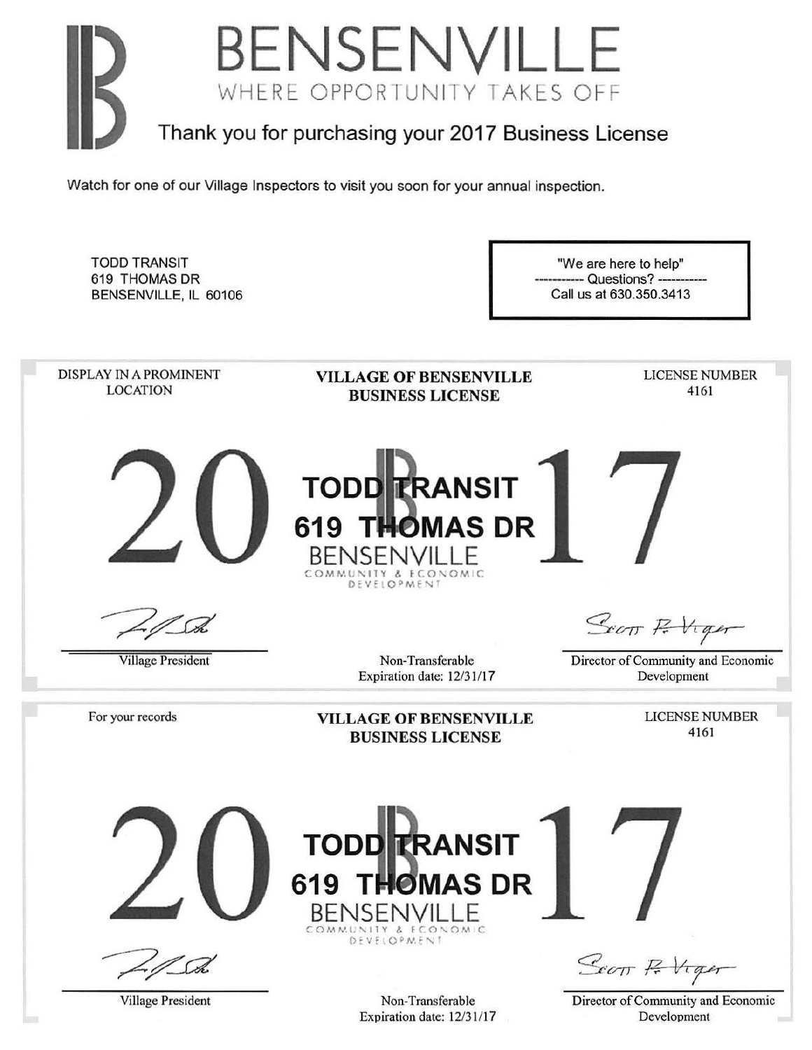# BENSENVILLE

WHERE OPPORTUNITY TAKES OFF

Thank you for purchasing your 2017 Business License

Watch for one of our Village Inspectors to visit you soon for your annual inspection.

TODD TRANSIT
619 THOMAS DR
BENSENVILLE, IL 60106

"We are here to help"
----------- Questions? -----------
Call us at 630.350.3413

---

DISPLAY IN A PROMINENT LOCATION

**VILLAGE OF BENSENVILLE BUSINESS LICENSE**

LICENSE NUMBER
4161

# 2017

**TODD TRANSIT**
**619 THOMAS DR**

BENSENVILLE
COMMUNITY & ECONOMIC DEVELOPMENT

Village President

Non-Transferable
Expiration date: 12/31/17

Scott R. Viger
Director of Community and Economic Development

---

For your records

**VILLAGE OF BENSENVILLE BUSINESS LICENSE**

LICENSE NUMBER
4161

# 2017

**TODD TRANSIT**
**619 THOMAS DR**

BENSENVILLE
COMMUNITY & ECONOMIC DEVELOPMENT

Village President

Non-Transferable
Expiration date: 12/31/17

Scott R. Viger
Director of Community and Economic Development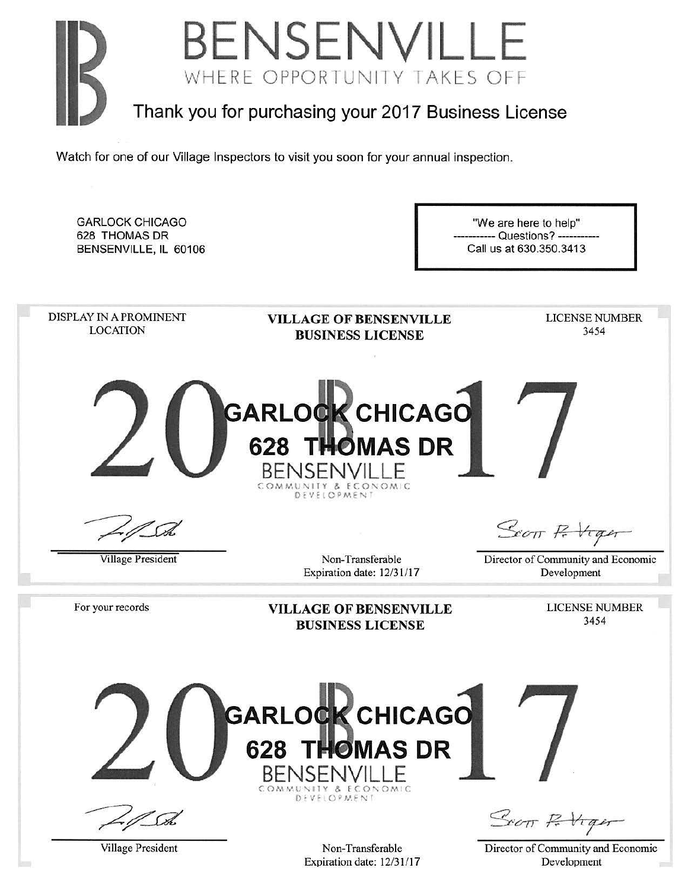# BENSENVILLE

WHERE OPPORTUNITY TAKES OFF

## Thank you for purchasing your 2017 Business License

Watch for one of our Village Inspectors to visit you soon for your annual inspection.

GARLOCK CHICAGO
628 THOMAS DR
BENSENVILLE, IL 60106

"We are here to help"
---------- Questions? ----------
Call us at 630.350.3413

---

DISPLAY IN A PROMINENT LOCATION

**VILLAGE OF BENSENVILLE BUSINESS LICENSE**

LICENSE NUMBER
3454

2017

**GARLOCK CHICAGO**
**628 THOMAS DR**

BENSENVILLE
COMMUNITY & ECONOMIC DEVELOPMENT

Village President

Non-Transferable
Expiration date: 12/31/17

Director of Community and Economic Development

---

For your records

**VILLAGE OF BENSENVILLE BUSINESS LICENSE**

LICENSE NUMBER
3454

2017

**GARLOCK CHICAGO**
**628 THOMAS DR**

BENSENVILLE
COMMUNITY & ECONOMIC DEVELOPMENT

Village President

Non-Transferable
Expiration date: 12/31/17

Director of Community and Economic Development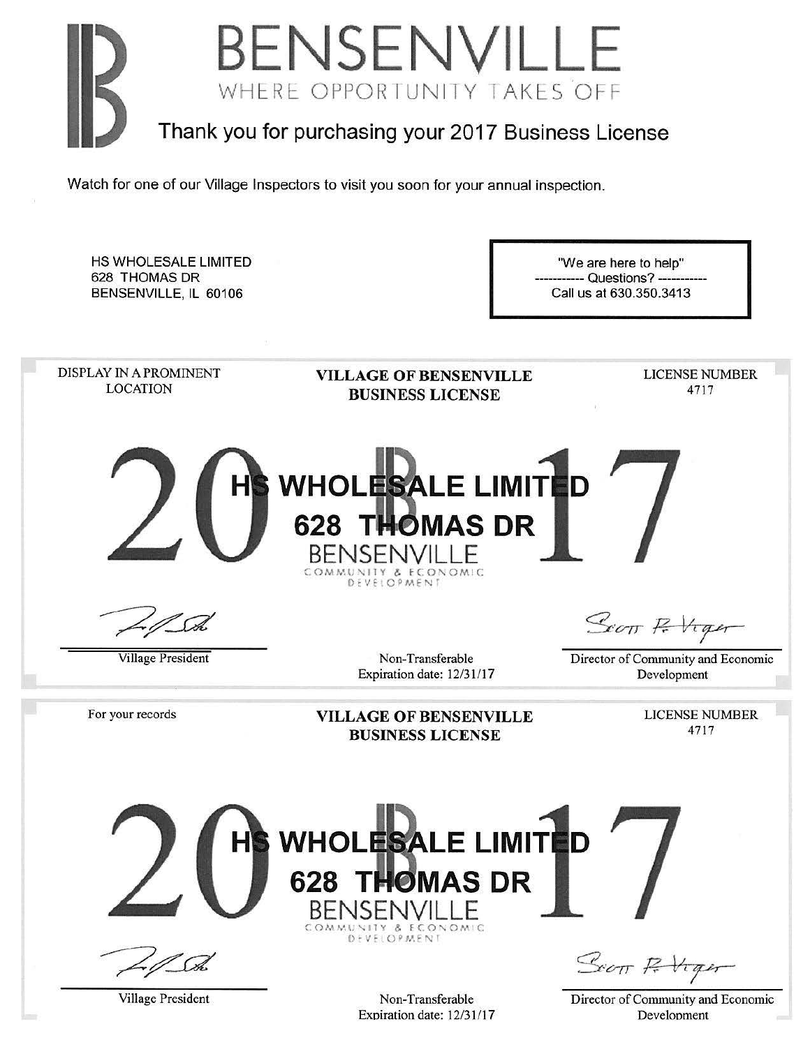# BENSENVILLE

WHERE OPPORTUNITY TAKES OFF

## Thank you for purchasing your 2017 Business License

Watch for one of our Village Inspectors to visit you soon for your annual inspection.

HS WHOLESALE LIMITED
628 THOMAS DR
BENSENVILLE, IL 60106

"We are here to help"
----------- Questions? -----------
Call us at 630.350.3413

---

DISPLAY IN A PROMINENT LOCATION

**VILLAGE OF BENSENVILLE BUSINESS LICENSE**

LICENSE NUMBER
4717

2017

**HS WHOLESALE LIMITED**
**628 THOMAS DR**

BENSENVILLE
COMMUNITY & ECONOMIC DEVELOPMENT

Village President

Non-Transferable
Expiration date: 12/31/17

Director of Community and Economic Development

---

For your records

**VILLAGE OF BENSENVILLE BUSINESS LICENSE**

LICENSE NUMBER
4717

2017

**HS WHOLESALE LIMITED**
**628 THOMAS DR**

BENSENVILLE
COMMUNITY & ECONOMIC DEVELOPMENT

Village President

Non-Transferable
Expiration date: 12/31/17

Director of Community and Economic Development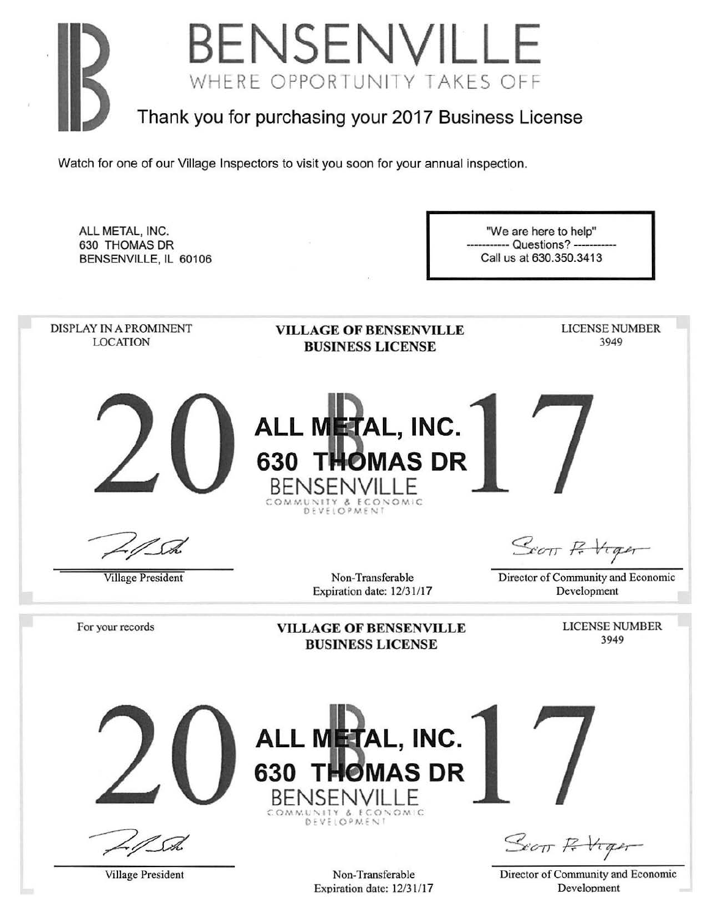# BENSENVILLE

WHERE OPPORTUNITY TAKES OFF

## Thank you for purchasing your 2017 Business License

Watch for one of our Village Inspectors to visit you soon for your annual inspection.

ALL METAL, INC.
630 THOMAS DR
BENSENVILLE, IL 60106

"We are here to help"
---------- Questions? ----------
Call us at 630.350.3413

---

DISPLAY IN A PROMINENT LOCATION

**VILLAGE OF BENSENVILLE**
**BUSINESS LICENSE**

LICENSE NUMBER
3949

# 2017

**ALL METAL, INC.**
**630 THOMAS DR**

BENSENVILLE
COMMUNITY & ECONOMIC DEVELOPMENT

Village President

Non-Transferable
Expiration date: 12/31/17

Director of Community and Economic Development

---

For your records

**VILLAGE OF BENSENVILLE**
**BUSINESS LICENSE**

LICENSE NUMBER
3949

# 2017

**ALL METAL, INC.**
**630 THOMAS DR**

BENSENVILLE
COMMUNITY & ECONOMIC DEVELOPMENT

Village President

Non-Transferable
Expiration date: 12/31/17

Director of Community and Economic Development